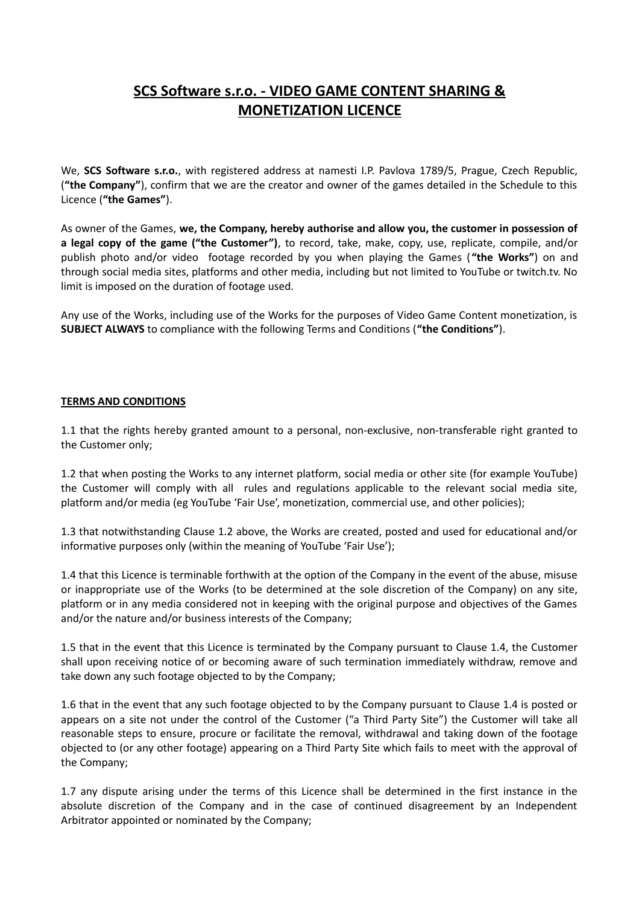# SCS Software s.r.o. - VIDEO GAME CONTENT SHARING & MONETIZATION LICENCE

We, **SCS Software s.r.o.**, with registered address at namesti I.P. Pavlova 1789/5, Prague, Czech Republic, (**"the Company"**), confirm that we are the creator and owner of the games detailed in the Schedule to this Licence (**"the Games"**).

As owner of the Games, **we, the Company, hereby authorise and allow you, the customer in possession of a legal copy of the game ("the Customer")**, to record, take, make, copy, use, replicate, compile, and/or publish photo and/or video footage recorded by you when playing the Games (**"the Works"**) on and through social media sites, platforms and other media, including but not limited to YouTube or twitch.tv. No limit is imposed on the duration of footage used.

Any use of the Works, including use of the Works for the purposes of Video Game Content monetization, is **SUBJECT ALWAYS** to compliance with the following Terms and Conditions (**"the Conditions"**).

## TERMS AND CONDITIONS

1.1 that the rights hereby granted amount to a personal, non-exclusive, non-transferable right granted to the Customer only;

1.2 that when posting the Works to any internet platform, social media or other site (for example YouTube) the Customer will comply with all rules and regulations applicable to the relevant social media site, platform and/or media (eg YouTube 'Fair Use', monetization, commercial use, and other policies);

1.3 that notwithstanding Clause 1.2 above, the Works are created, posted and used for educational and/or informative purposes only (within the meaning of YouTube 'Fair Use');

1.4 that this Licence is terminable forthwith at the option of the Company in the event of the abuse, misuse or inappropriate use of the Works (to be determined at the sole discretion of the Company) on any site, platform or in any media considered not in keeping with the original purpose and objectives of the Games and/or the nature and/or business interests of the Company;

1.5 that in the event that this Licence is terminated by the Company pursuant to Clause 1.4, the Customer shall upon receiving notice of or becoming aware of such termination immediately withdraw, remove and take down any such footage objected to by the Company;

1.6 that in the event that any such footage objected to by the Company pursuant to Clause 1.4 is posted or appears on a site not under the control of the Customer ("a Third Party Site") the Customer will take all reasonable steps to ensure, procure or facilitate the removal, withdrawal and taking down of the footage objected to (or any other footage) appearing on a Third Party Site which fails to meet with the approval of the Company;

1.7 any dispute arising under the terms of this Licence shall be determined in the first instance in the absolute discretion of the Company and in the case of continued disagreement by an Independent Arbitrator appointed or nominated by the Company;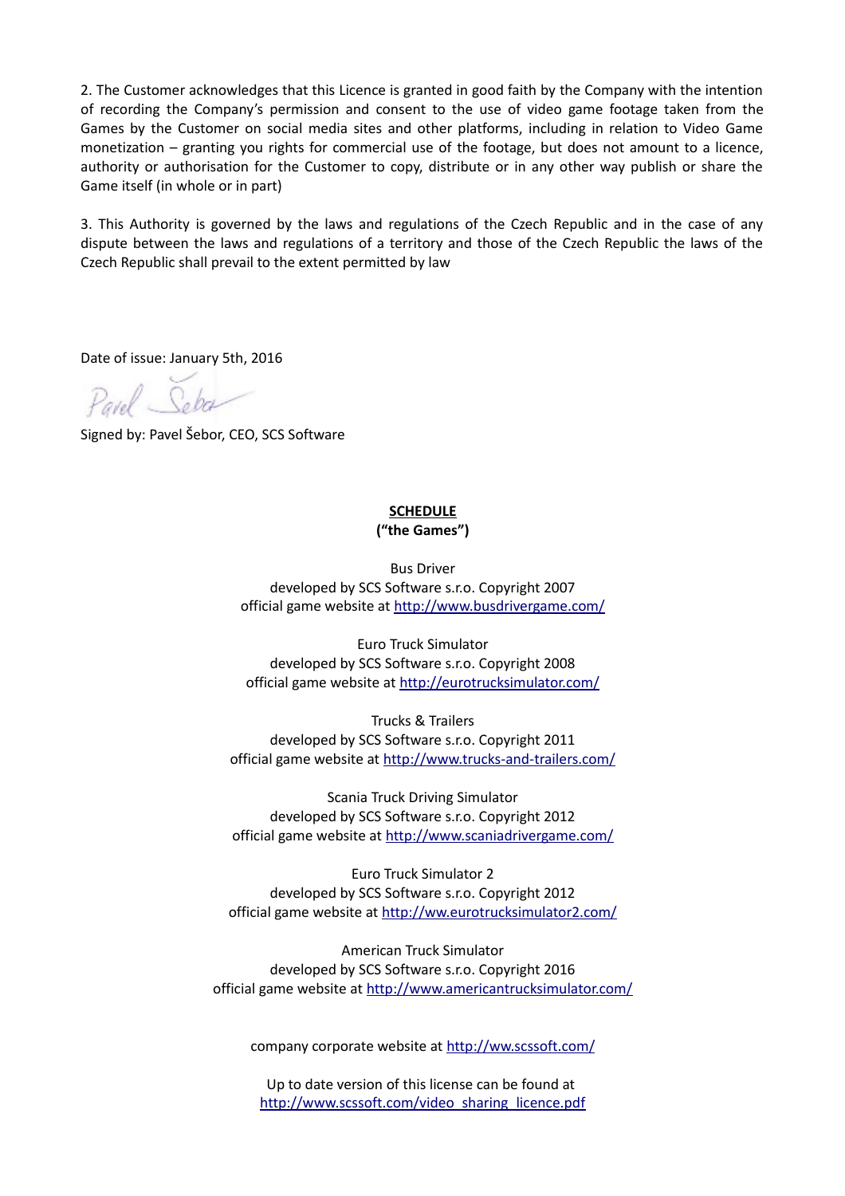2. The Customer acknowledges that this Licence is granted in good faith by the Company with the intention of recording the Company's permission and consent to the use of video game footage taken from the Games by the Customer on social media sites and other platforms, including in relation to Video Game monetization – granting you rights for commercial use of the footage, but does not amount to a licence, authority or authorisation for the Customer to copy, distribute or in any other way publish or share the Game itself (in whole or in part)

3. This Authority is governed by the laws and regulations of the Czech Republic and in the case of any dispute between the laws and regulations of a territory and those of the Czech Republic the laws of the Czech Republic shall prevail to the extent permitted by law

Date of issue: January 5th, 2016

Signed by: Pavel Šebor, CEO, SCS Software

**SCHEDULE**
**("the Games")**

Bus Driver
developed by SCS Software s.r.o. Copyright 2007
official game website at http://www.busdrivergame.com/

Euro Truck Simulator
developed by SCS Software s.r.o. Copyright 2008
official game website at http://eurotrucksimulator.com/

Trucks & Trailers
developed by SCS Software s.r.o. Copyright 2011
official game website at http://www.trucks-and-trailers.com/

Scania Truck Driving Simulator
developed by SCS Software s.r.o. Copyright 2012
official game website at http://www.scaniadrivergame.com/

Euro Truck Simulator 2
developed by SCS Software s.r.o. Copyright 2012
official game website at http://ww.eurotrucksimulator2.com/

American Truck Simulator
developed by SCS Software s.r.o. Copyright 2016
official game website at http://www.americantrucksimulator.com/

company corporate website at http://ww.scssoft.com/

Up to date version of this license can be found at
http://www.scssoft.com/video_sharing_licence.pdf